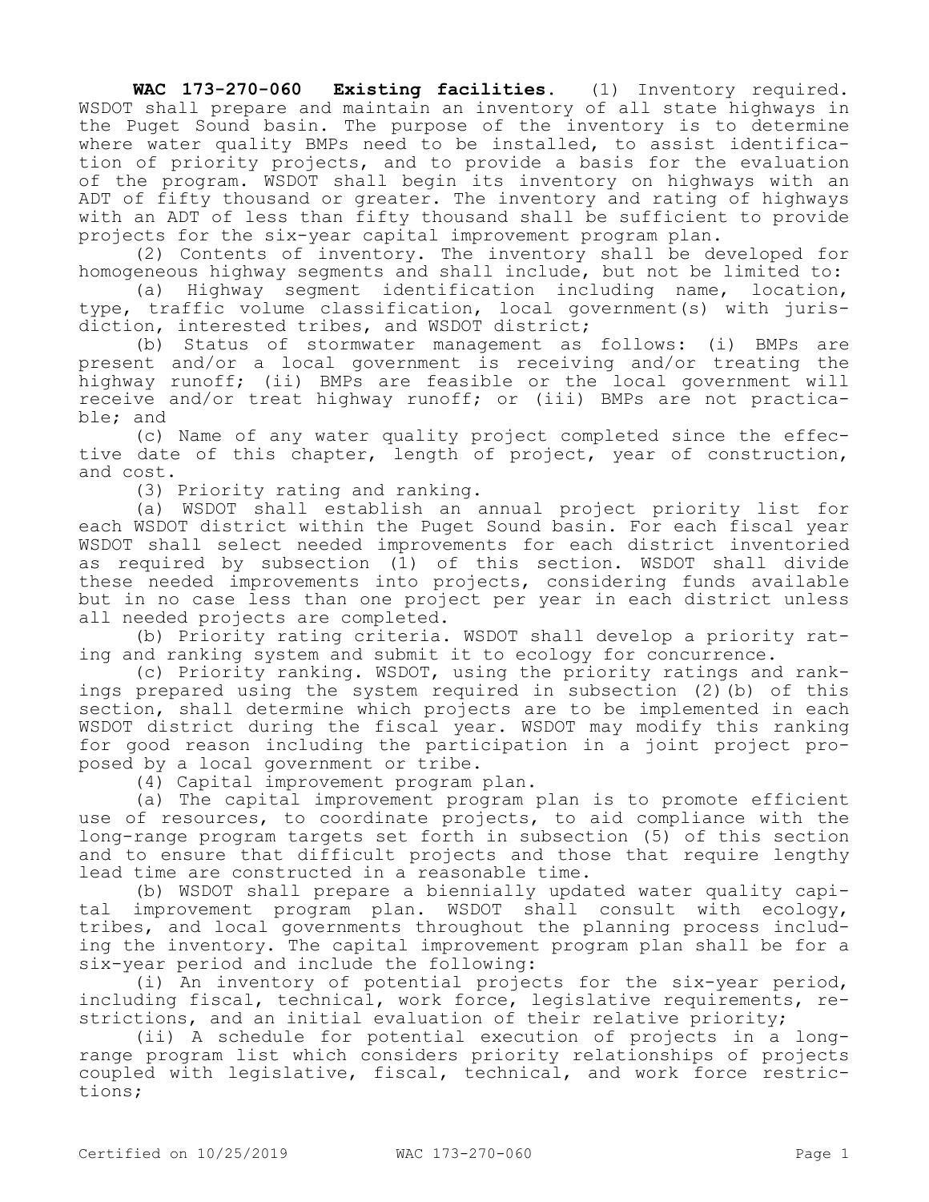**WAC 173-270-060 Existing facilities.** (1) Inventory required. WSDOT shall prepare and maintain an inventory of all state highways in the Puget Sound basin. The purpose of the inventory is to determine where water quality BMPs need to be installed, to assist identification of priority projects, and to provide a basis for the evaluation of the program. WSDOT shall begin its inventory on highways with an ADT of fifty thousand or greater. The inventory and rating of highways with an ADT of less than fifty thousand shall be sufficient to provide projects for the six-year capital improvement program plan.

(2) Contents of inventory. The inventory shall be developed for homogeneous highway segments and shall include, but not be limited to:

(a) Highway segment identification including name, location, type, traffic volume classification, local government(s) with jurisdiction, interested tribes, and WSDOT district;

(b) Status of stormwater management as follows: (i) BMPs are present and/or a local government is receiving and/or treating the highway runoff; (ii) BMPs are feasible or the local government will receive and/or treat highway runoff; or (iii) BMPs are not practicable; and

(c) Name of any water quality project completed since the effective date of this chapter, length of project, year of construction, and cost.

(3) Priority rating and ranking.

(a) WSDOT shall establish an annual project priority list for each WSDOT district within the Puget Sound basin. For each fiscal year WSDOT shall select needed improvements for each district inventoried as required by subsection (1) of this section. WSDOT shall divide these needed improvements into projects, considering funds available but in no case less than one project per year in each district unless all needed projects are completed.

(b) Priority rating criteria. WSDOT shall develop a priority rating and ranking system and submit it to ecology for concurrence.

(c) Priority ranking. WSDOT, using the priority ratings and rankings prepared using the system required in subsection (2)(b) of this section, shall determine which projects are to be implemented in each WSDOT district during the fiscal year. WSDOT may modify this ranking for good reason including the participation in a joint project proposed by a local government or tribe.

(4) Capital improvement program plan.

(a) The capital improvement program plan is to promote efficient use of resources, to coordinate projects, to aid compliance with the long-range program targets set forth in subsection (5) of this section and to ensure that difficult projects and those that require lengthy lead time are constructed in a reasonable time.

(b) WSDOT shall prepare a biennially updated water quality capital improvement program plan. WSDOT shall consult with ecology, tribes, and local governments throughout the planning process including the inventory. The capital improvement program plan shall be for a six-year period and include the following:

(i) An inventory of potential projects for the six-year period, including fiscal, technical, work force, legislative requirements, restrictions, and an initial evaluation of their relative priority;

(ii) A schedule for potential execution of projects in a long-range program list which considers priority relationships of projects coupled with legislative, fiscal, technical, and work force restrictions;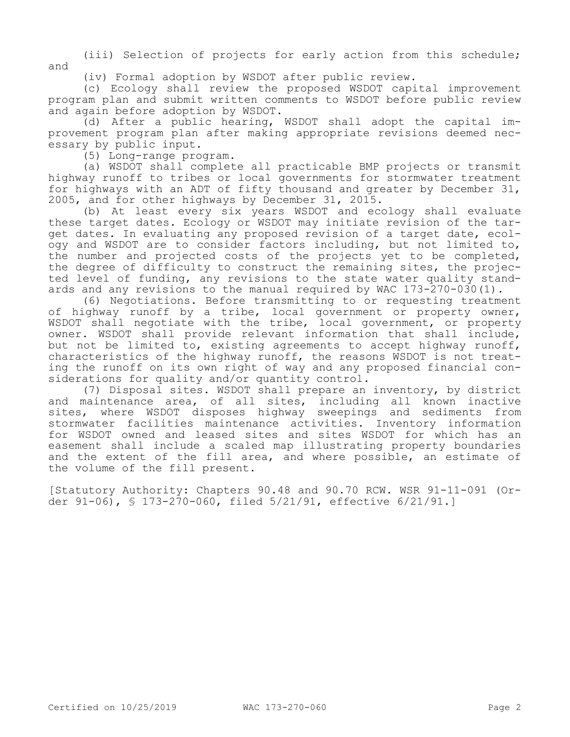(iii) Selection of projects for early action from this schedule; and

(iv) Formal adoption by WSDOT after public review.

(c) Ecology shall review the proposed WSDOT capital improvement program plan and submit written comments to WSDOT before public review and again before adoption by WSDOT.

(d) After a public hearing, WSDOT shall adopt the capital improvement program plan after making appropriate revisions deemed necessary by public input.

(5) Long-range program.

(a) WSDOT shall complete all practicable BMP projects or transmit highway runoff to tribes or local governments for stormwater treatment for highways with an ADT of fifty thousand and greater by December 31, 2005, and for other highways by December 31, 2015.

(b) At least every six years WSDOT and ecology shall evaluate these target dates. Ecology or WSDOT may initiate revision of the target dates. In evaluating any proposed revision of a target date, ecology and WSDOT are to consider factors including, but not limited to, the number and projected costs of the projects yet to be completed, the degree of difficulty to construct the remaining sites, the projected level of funding, any revisions to the state water quality standards and any revisions to the manual required by WAC 173-270-030(1).

(6) Negotiations. Before transmitting to or requesting treatment of highway runoff by a tribe, local government or property owner, WSDOT shall negotiate with the tribe, local government, or property owner. WSDOT shall provide relevant information that shall include, but not be limited to, existing agreements to accept highway runoff, characteristics of the highway runoff, the reasons WSDOT is not treating the runoff on its own right of way and any proposed financial considerations for quality and/or quantity control.

(7) Disposal sites. WSDOT shall prepare an inventory, by district and maintenance area, of all sites, including all known inactive sites, where WSDOT disposes highway sweepings and sediments from stormwater facilities maintenance activities. Inventory information for WSDOT owned and leased sites and sites WSDOT for which has an easement shall include a scaled map illustrating property boundaries and the extent of the fill area, and where possible, an estimate of the volume of the fill present.

[Statutory Authority: Chapters 90.48 and 90.70 RCW. WSR 91-11-091 (Order 91-06), § 173-270-060, filed 5/21/91, effective 6/21/91.]